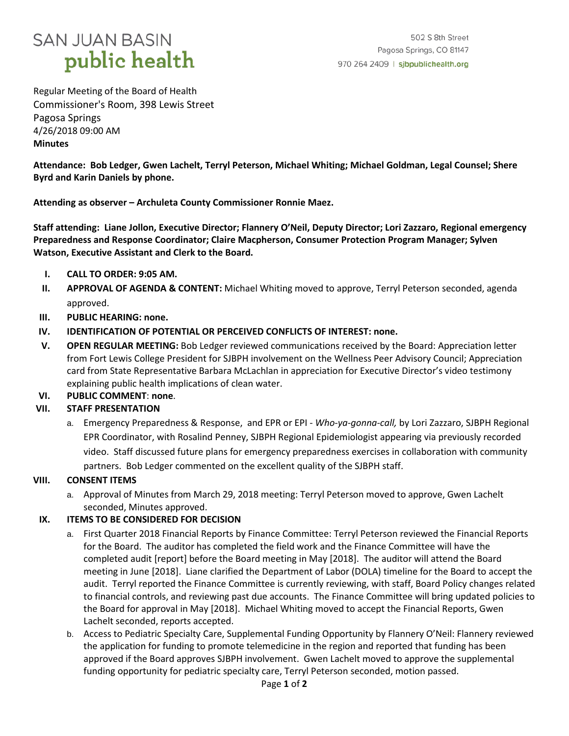SAN JUAN BASIN
**public health**

502 S 8th Street
Pagosa Springs, CO 81147
970 264 2409 | sjbpublichealth.org

Regular Meeting of the Board of Health
Commissioner's Room, 398 Lewis Street
Pagosa Springs
4/26/2018 09:00 AM
**Minutes**

**Attendance: Bob Ledger, Gwen Lachelt, Terryl Peterson, Michael Whiting; Michael Goldman, Legal Counsel; Shere Byrd and Karin Daniels by phone.**

**Attending as observer – Archuleta County Commissioner Ronnie Maez.**

**Staff attending: Liane Jollon, Executive Director; Flannery O'Neil, Deputy Director; Lori Zazzaro, Regional emergency Preparedness and Response Coordinator; Claire Macpherson, Consumer Protection Program Manager; Sylven Watson, Executive Assistant and Clerk to the Board.**

I. **CALL TO ORDER: 9:05 AM.**
II. **APPROVAL OF AGENDA & CONTENT:** Michael Whiting moved to approve, Terryl Peterson seconded, agenda approved.
III. **PUBLIC HEARING: none.**
IV. **IDENTIFICATION OF POTENTIAL OR PERCEIVED CONFLICTS OF INTEREST: none.**
V. **OPEN REGULAR MEETING:** Bob Ledger reviewed communications received by the Board: Appreciation letter from Fort Lewis College President for SJBPH involvement on the Wellness Peer Advisory Council; Appreciation card from State Representative Barbara McLachlan in appreciation for Executive Director's video testimony explaining public health implications of clean water.
VI. **PUBLIC COMMENT**: **none**.
VII. **STAFF PRESENTATION**
   a. Emergency Preparedness & Response, and EPR or EPI - *Who-ya-gonna-call,* by Lori Zazzaro, SJBPH Regional EPR Coordinator, with Rosalind Penney, SJBPH Regional Epidemiologist appearing via previously recorded video. Staff discussed future plans for emergency preparedness exercises in collaboration with community partners. Bob Ledger commented on the excellent quality of the SJBPH staff.
VIII. **CONSENT ITEMS**
   a. Approval of Minutes from March 29, 2018 meeting: Terryl Peterson moved to approve, Gwen Lachelt seconded, Minutes approved.
IX. **ITEMS TO BE CONSIDERED FOR DECISION**
   a. First Quarter 2018 Financial Reports by Finance Committee: Terryl Peterson reviewed the Financial Reports for the Board. The auditor has completed the field work and the Finance Committee will have the completed audit [report] before the Board meeting in May [2018]. The auditor will attend the Board meeting in June [2018]. Liane clarified the Department of Labor (DOLA) timeline for the Board to accept the audit. Terryl reported the Finance Committee is currently reviewing, with staff, Board Policy changes related to financial controls, and reviewing past due accounts. The Finance Committee will bring updated policies to the Board for approval in May [2018]. Michael Whiting moved to accept the Financial Reports, Gwen Lachelt seconded, reports accepted.
   b. Access to Pediatric Specialty Care, Supplemental Funding Opportunity by Flannery O'Neil: Flannery reviewed the application for funding to promote telemedicine in the region and reported that funding has been approved if the Board approves SJBPH involvement. Gwen Lachelt moved to approve the supplemental funding opportunity for pediatric specialty care, Terryl Peterson seconded, motion passed.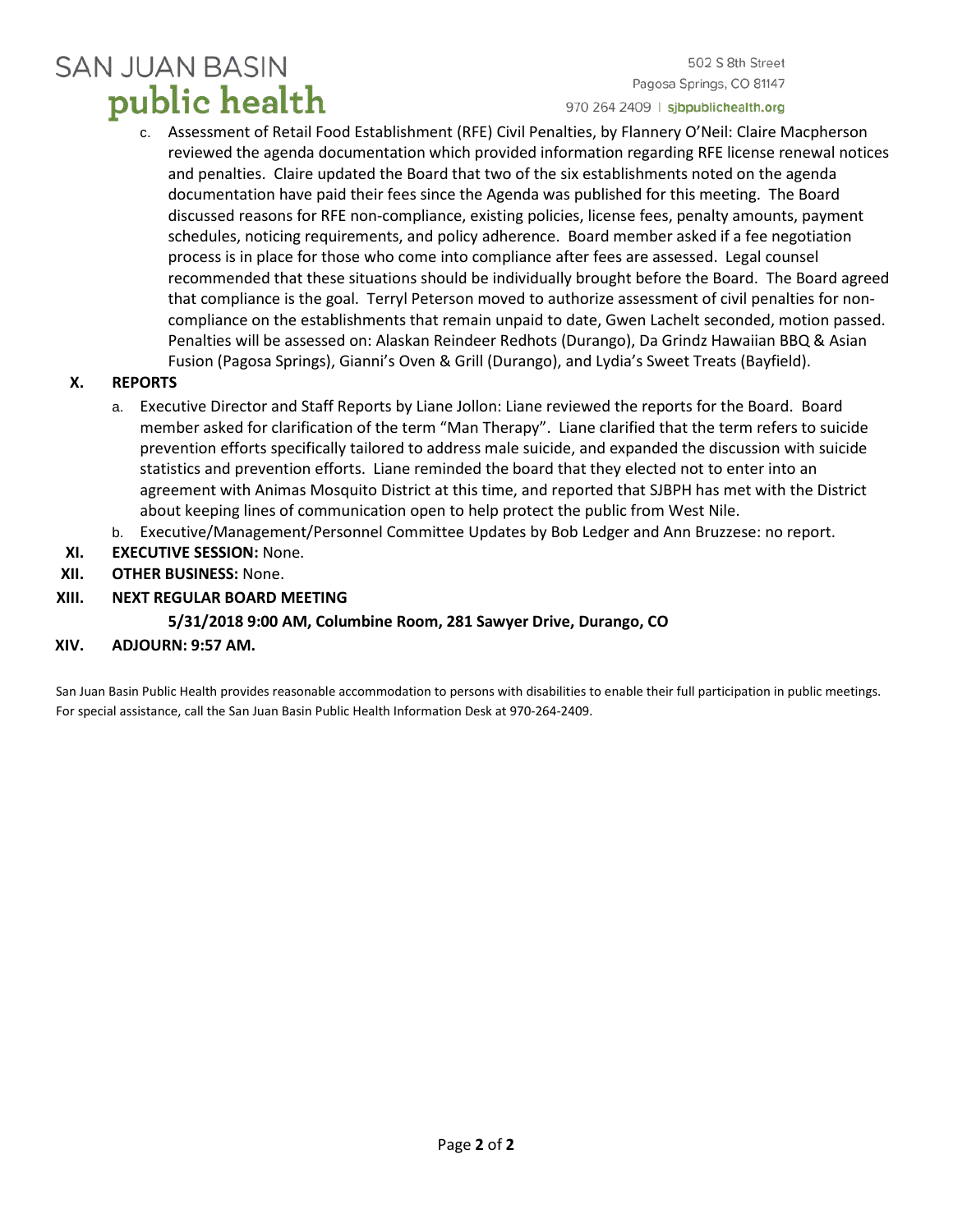c. Assessment of Retail Food Establishment (RFE) Civil Penalties, by Flannery O'Neil: Claire Macpherson reviewed the agenda documentation which provided information regarding RFE license renewal notices and penalties. Claire updated the Board that two of the six establishments noted on the agenda documentation have paid their fees since the Agenda was published for this meeting. The Board discussed reasons for RFE non-compliance, existing policies, license fees, penalty amounts, payment schedules, noticing requirements, and policy adherence. Board member asked if a fee negotiation process is in place for those who come into compliance after fees are assessed. Legal counsel recommended that these situations should be individually brought before the Board. The Board agreed that compliance is the goal. Terryl Peterson moved to authorize assessment of civil penalties for non-compliance on the establishments that remain unpaid to date, Gwen Lachelt seconded, motion passed. Penalties will be assessed on: Alaskan Reindeer Redhots (Durango), Da Grindz Hawaiian BBQ & Asian Fusion (Pagosa Springs), Gianni's Oven & Grill (Durango), and Lydia's Sweet Treats (Bayfield).

**X. REPORTS**

a. Executive Director and Staff Reports by Liane Jollon: Liane reviewed the reports for the Board. Board member asked for clarification of the term "Man Therapy". Liane clarified that the term refers to suicide prevention efforts specifically tailored to address male suicide, and expanded the discussion with suicide statistics and prevention efforts. Liane reminded the board that they elected not to enter into an agreement with Animas Mosquito District at this time, and reported that SJBPH has met with the District about keeping lines of communication open to help protect the public from West Nile.

b. Executive/Management/Personnel Committee Updates by Bob Ledger and Ann Bruzzese: no report.

**XI. EXECUTIVE SESSION:** None.

**XII. OTHER BUSINESS:** None.

**XIII. NEXT REGULAR BOARD MEETING**

**5/31/2018 9:00 AM, Columbine Room, 281 Sawyer Drive, Durango, CO**

**XIV. ADJOURN: 9:57 AM.**

San Juan Basin Public Health provides reasonable accommodation to persons with disabilities to enable their full participation in public meetings. For special assistance, call the San Juan Basin Public Health Information Desk at 970-264-2409.